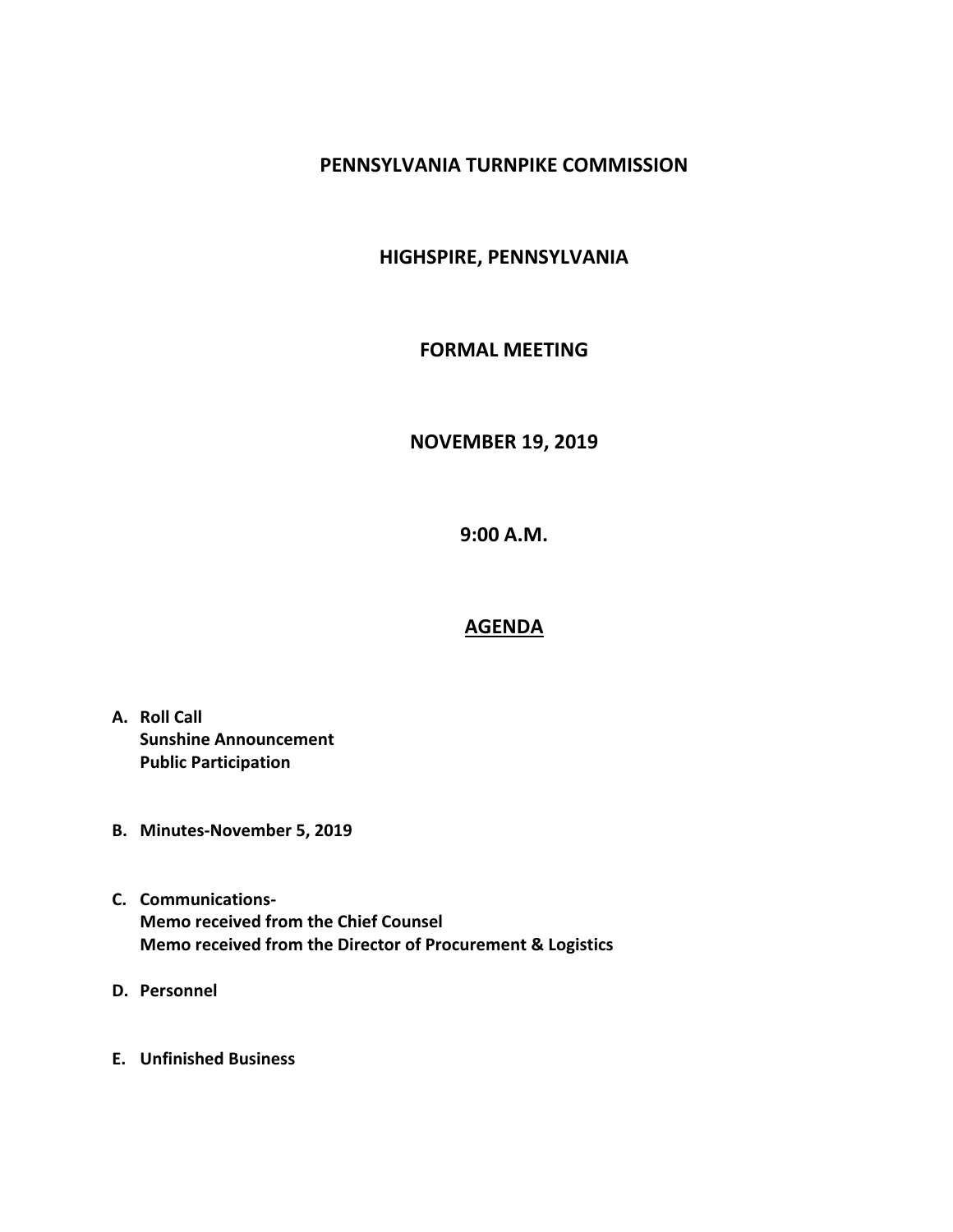# PENNSYLVANIA TURNPIKE COMMISSION

## HIGHSPIRE, PENNSYLVANIA

## FORMAL MEETING

## NOVEMBER 19, 2019

## 9:00 A.M.

## AGENDA

**A. Roll Call**
**Sunshine Announcement**
**Public Participation**

**B. Minutes-November 5, 2019**

**C. Communications-**
**Memo received from the Chief Counsel**
**Memo received from the Director of Procurement & Logistics**

**D. Personnel**

**E. Unfinished Business**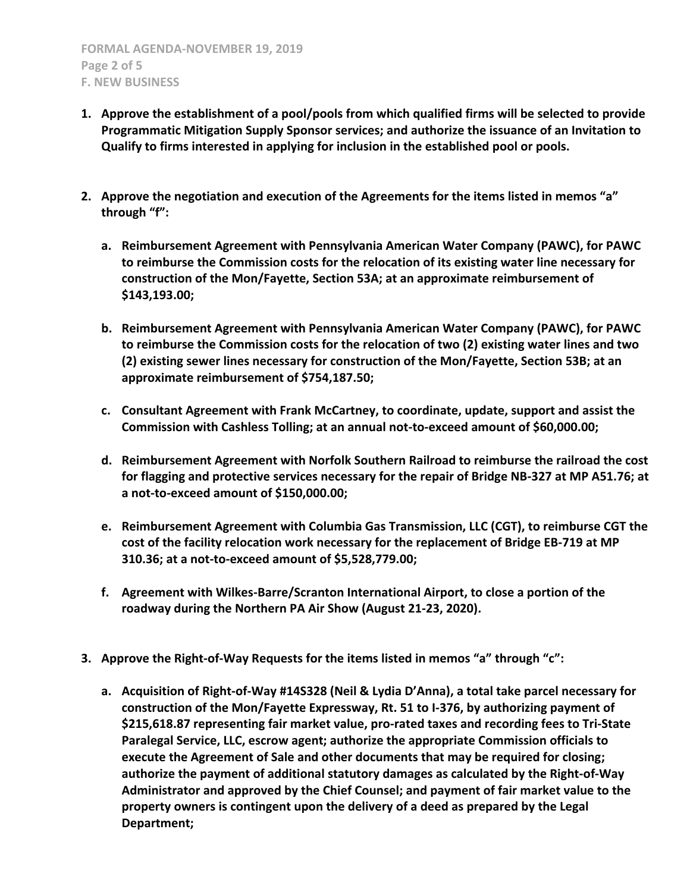1. **Approve the establishment of a pool/pools from which qualified firms will be selected to provide Programmatic Mitigation Supply Sponsor services; and authorize the issuance of an Invitation to Qualify to firms interested in applying for inclusion in the established pool or pools.**

2. **Approve the negotiation and execution of the Agreements for the items listed in memos "a" through "f":**

   a. **Reimbursement Agreement with Pennsylvania American Water Company (PAWC), for PAWC to reimburse the Commission costs for the relocation of its existing water line necessary for construction of the Mon/Fayette, Section 53A; at an approximate reimbursement of $143,193.00;**

   b. **Reimbursement Agreement with Pennsylvania American Water Company (PAWC), for PAWC to reimburse the Commission costs for the relocation of two (2) existing water lines and two (2) existing sewer lines necessary for construction of the Mon/Fayette, Section 53B; at an approximate reimbursement of $754,187.50;**

   c. **Consultant Agreement with Frank McCartney, to coordinate, update, support and assist the Commission with Cashless Tolling; at an annual not-to-exceed amount of $60,000.00;**

   d. **Reimbursement Agreement with Norfolk Southern Railroad to reimburse the railroad the cost for flagging and protective services necessary for the repair of Bridge NB-327 at MP A51.76; at a not-to-exceed amount of $150,000.00;**

   e. **Reimbursement Agreement with Columbia Gas Transmission, LLC (CGT), to reimburse CGT the cost of the facility relocation work necessary for the replacement of Bridge EB-719 at MP 310.36; at a not-to-exceed amount of $5,528,779.00;**

   f. **Agreement with Wilkes-Barre/Scranton International Airport, to close a portion of the roadway during the Northern PA Air Show (August 21-23, 2020).**

3. **Approve the Right-of-Way Requests for the items listed in memos "a" through "c":**

   a. **Acquisition of Right-of-Way #14S328 (Neil & Lydia D'Anna), a total take parcel necessary for construction of the Mon/Fayette Expressway, Rt. 51 to I-376, by authorizing payment of $215,618.87 representing fair market value, pro-rated taxes and recording fees to Tri-State Paralegal Service, LLC, escrow agent; authorize the appropriate Commission officials to execute the Agreement of Sale and other documents that may be required for closing; authorize the payment of additional statutory damages as calculated by the Right-of-Way Administrator and approved by the Chief Counsel; and payment of fair market value to the property owners is contingent upon the delivery of a deed as prepared by the Legal Department;**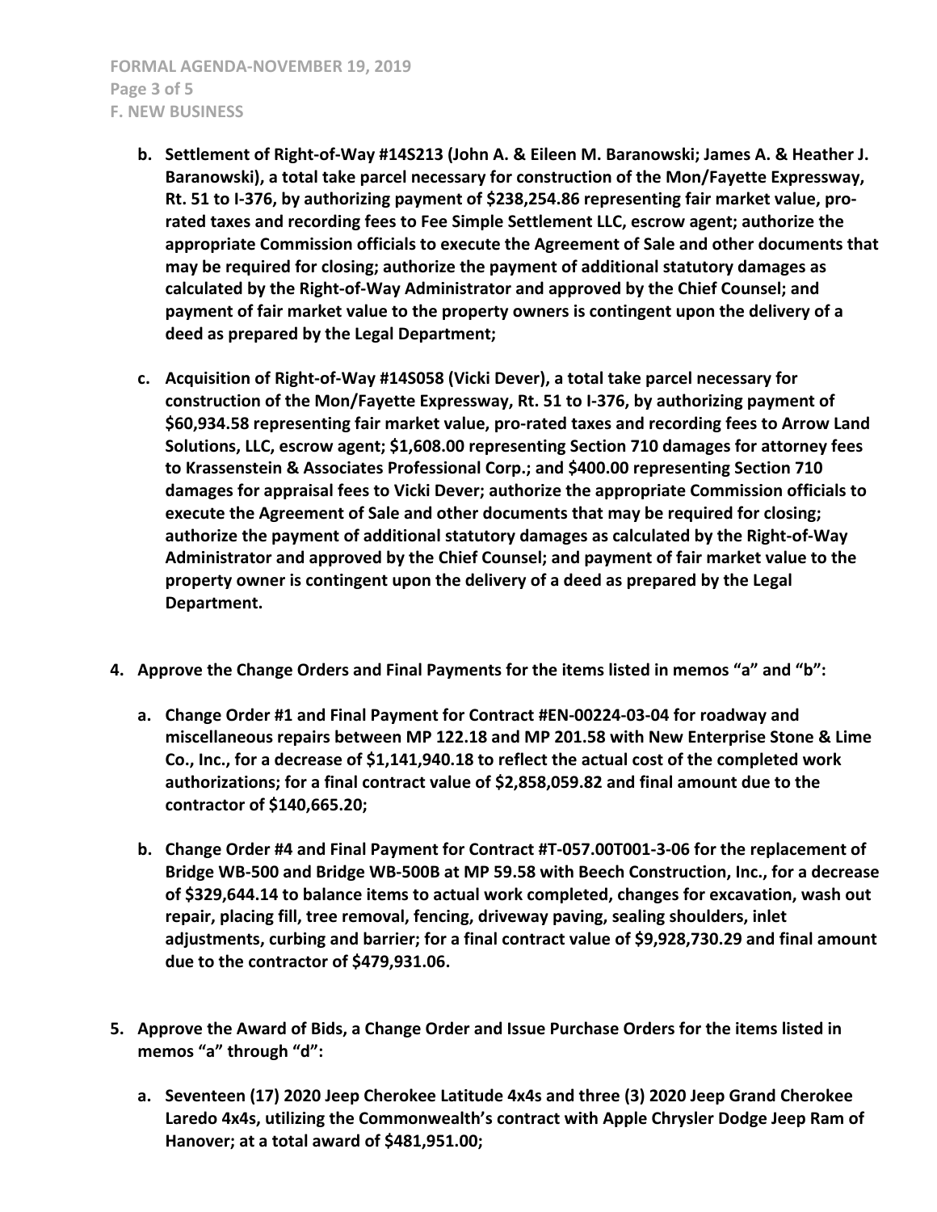**F. NEW BUSINESS**

- **b. Settlement of Right-of-Way #14S213 (John A. & Eileen M. Baranowski; James A. & Heather J. Baranowski), a total take parcel necessary for construction of the Mon/Fayette Expressway, Rt. 51 to I-376, by authorizing payment of $238,254.86 representing fair market value, pro-rated taxes and recording fees to Fee Simple Settlement LLC, escrow agent; authorize the appropriate Commission officials to execute the Agreement of Sale and other documents that may be required for closing; authorize the payment of additional statutory damages as calculated by the Right-of-Way Administrator and approved by the Chief Counsel; and payment of fair market value to the property owners is contingent upon the delivery of a deed as prepared by the Legal Department;**

- **c. Acquisition of Right-of-Way #14S058 (Vicki Dever), a total take parcel necessary for construction of the Mon/Fayette Expressway, Rt. 51 to I-376, by authorizing payment of $60,934.58 representing fair market value, pro-rated taxes and recording fees to Arrow Land Solutions, LLC, escrow agent; $1,608.00 representing Section 710 damages for attorney fees to Krassenstein & Associates Professional Corp.; and $400.00 representing Section 710 damages for appraisal fees to Vicki Dever; authorize the appropriate Commission officials to execute the Agreement of Sale and other documents that may be required for closing; authorize the payment of additional statutory damages as calculated by the Right-of-Way Administrator and approved by the Chief Counsel; and payment of fair market value to the property owner is contingent upon the delivery of a deed as prepared by the Legal Department.**

**4. Approve the Change Orders and Final Payments for the items listed in memos "a" and "b":**

- **a. Change Order #1 and Final Payment for Contract #EN-00224-03-04 for roadway and miscellaneous repairs between MP 122.18 and MP 201.58 with New Enterprise Stone & Lime Co., Inc., for a decrease of $1,141,940.18 to reflect the actual cost of the completed work authorizations; for a final contract value of $2,858,059.82 and final amount due to the contractor of $140,665.20;**

- **b. Change Order #4 and Final Payment for Contract #T-057.00T001-3-06 for the replacement of Bridge WB-500 and Bridge WB-500B at MP 59.58 with Beech Construction, Inc., for a decrease of $329,644.14 to balance items to actual work completed, changes for excavation, wash out repair, placing fill, tree removal, fencing, driveway paving, sealing shoulders, inlet adjustments, curbing and barrier; for a final contract value of $9,928,730.29 and final amount due to the contractor of $479,931.06.**

**5. Approve the Award of Bids, a Change Order and Issue Purchase Orders for the items listed in memos "a" through "d":**

- **a. Seventeen (17) 2020 Jeep Cherokee Latitude 4x4s and three (3) 2020 Jeep Grand Cherokee Laredo 4x4s, utilizing the Commonwealth's contract with Apple Chrysler Dodge Jeep Ram of Hanover; at a total award of $481,951.00;**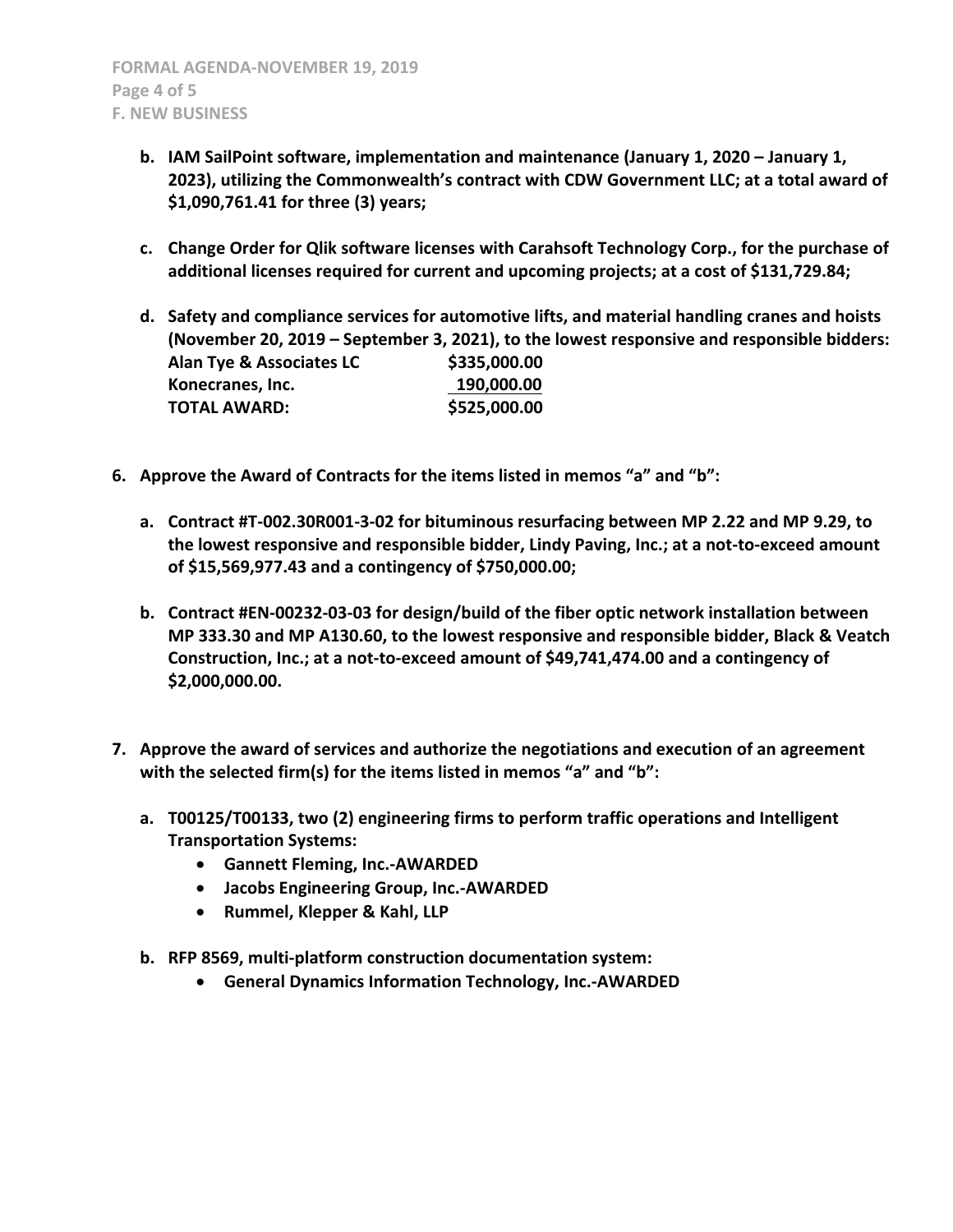**b. IAM SailPoint software, implementation and maintenance (January 1, 2020 – January 1, 2023), utilizing the Commonwealth's contract with CDW Government LLC; at a total award of $1,090,761.41 for three (3) years;**

**c. Change Order for Qlik software licenses with Carahsoft Technology Corp., for the purchase of additional licenses required for current and upcoming projects; at a cost of $131,729.84;**

**d. Safety and compliance services for automotive lifts, and material handling cranes and hoists (November 20, 2019 – September 3, 2021), to the lowest responsive and responsible bidders:**

| | |
|---|---|
| **Alan Tye & Associates LC** | **$335,000.00** |
| **Konecranes, Inc.** | **190,000.00** |
| **TOTAL AWARD:** | **$525,000.00** |

**6. Approve the Award of Contracts for the items listed in memos "a" and "b":**

**a. Contract #T-002.30R001-3-02 for bituminous resurfacing between MP 2.22 and MP 9.29, to the lowest responsive and responsible bidder, Lindy Paving, Inc.; at a not-to-exceed amount of $15,569,977.43 and a contingency of $750,000.00;**

**b. Contract #EN-00232-03-03 for design/build of the fiber optic network installation between MP 333.30 and MP A130.60, to the lowest responsive and responsible bidder, Black & Veatch Construction, Inc.; at a not-to-exceed amount of $49,741,474.00 and a contingency of $2,000,000.00.**

**7. Approve the award of services and authorize the negotiations and execution of an agreement with the selected firm(s) for the items listed in memos "a" and "b":**

**a. T00125/T00133, two (2) engineering firms to perform traffic operations and Intelligent Transportation Systems:**
- **Gannett Fleming, Inc.-AWARDED**
- **Jacobs Engineering Group, Inc.-AWARDED**
- **Rummel, Klepper & Kahl, LLP**

**b. RFP 8569, multi-platform construction documentation system:**
- **General Dynamics Information Technology, Inc.-AWARDED**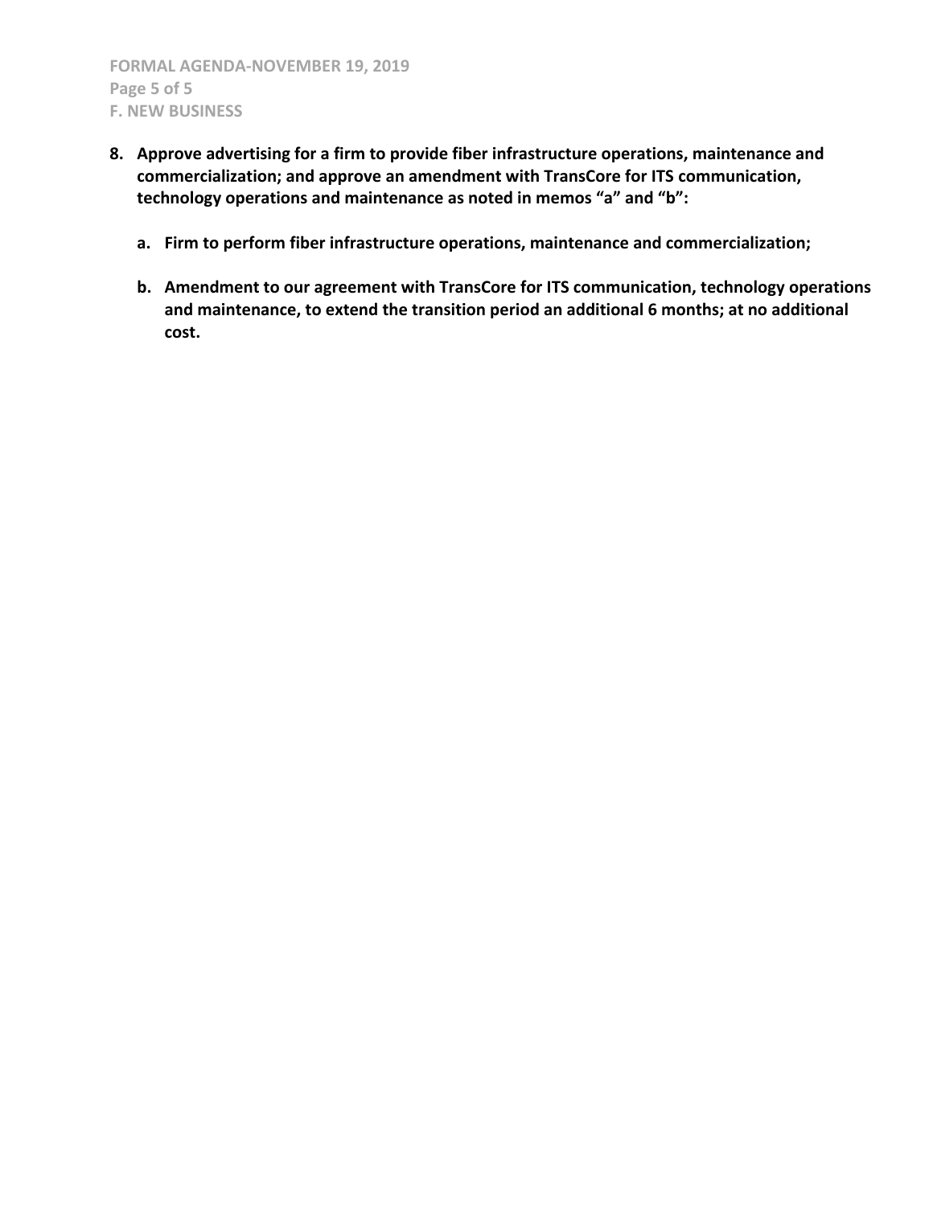**8. Approve advertising for a firm to provide fiber infrastructure operations, maintenance and commercialization; and approve an amendment with TransCore for ITS communication, technology operations and maintenance as noted in memos "a" and "b":**

   **a. Firm to perform fiber infrastructure operations, maintenance and commercialization;**

   **b. Amendment to our agreement with TransCore for ITS communication, technology operations and maintenance, to extend the transition period an additional 6 months; at no additional cost.**